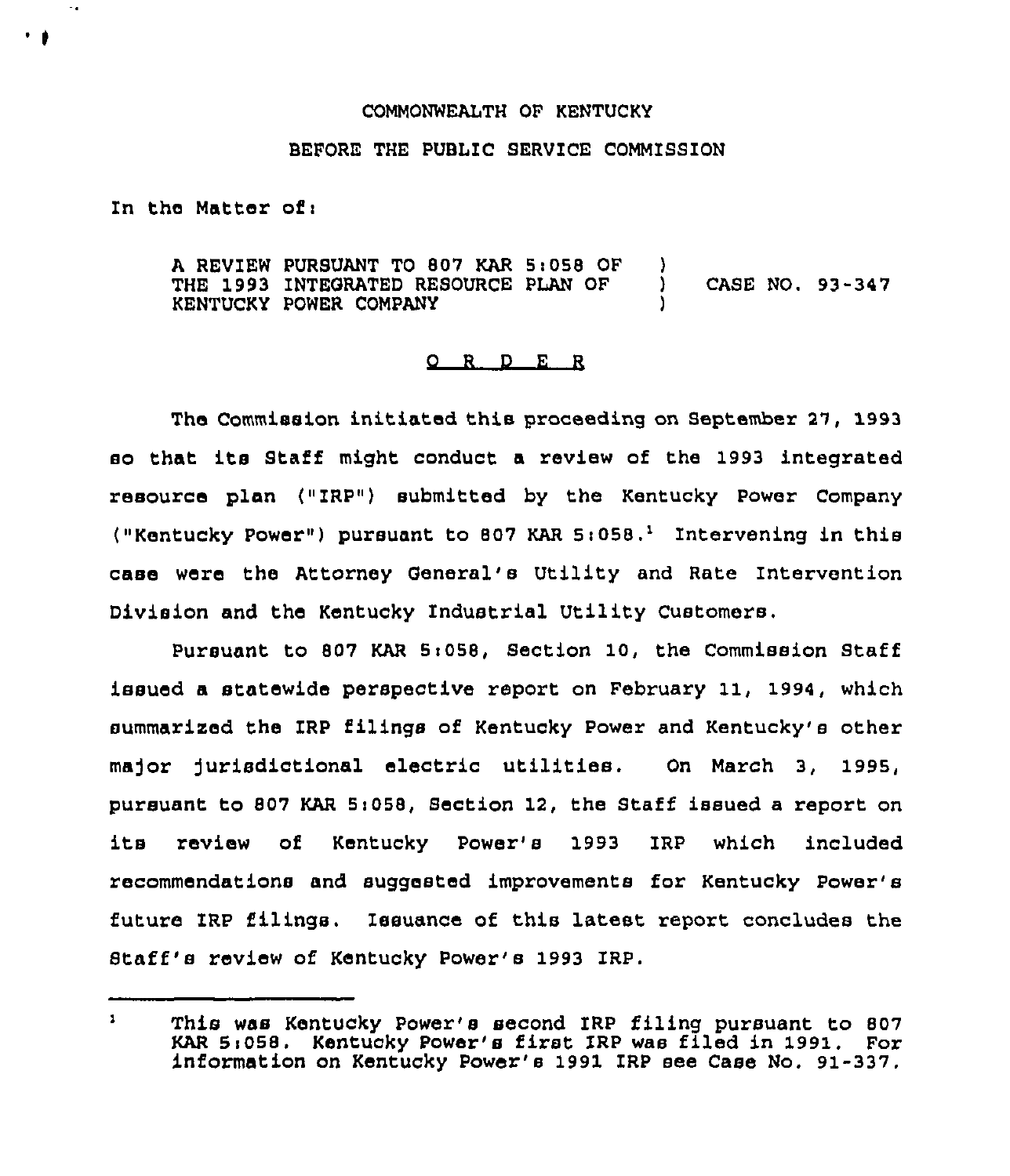COMMONWEALTH OF KENTUCKY

BEFORE THE PUBLIC SERVICE COMMISSION

In the Matter of:

A REVIEW PURSUANT TO 807 KAR 5:058 OF THE 1993 INTEGRATED RESOURCE PLAN OF KENTUCKY POWER COMPANY ) CASE NO. 93-347

## O R D E R

The Commission initiated this proceeding on September 27, 1993 so that its Staff might conduct a review of the 1993 integrated resource plan ("IRP") submitted by the Kentucky Power Company ("Kentucky Power") pursuant to 807 KAR 5:058.[1] Intervening in this case were the Attorney General's Utility and Rate Intervention Division and the Kentucky Industrial Utility Customers.

Pursuant to 807 KAR 5:058, Section 10, the Commission Staff issued a statewide perspective report on February 11, 1994, which summarized the IRP filings of Kentucky Power and Kentucky's other major jurisdictional electric utilities. On March 3, 1995, pursuant to 807 KAR 5:058, Section 12, the Staff issued a report on its review of Kentucky Power's 1993 IRP which included recommendations and suggested improvements for Kentucky Power's future IRP filings. Issuance of this latest report concludes the Staff's review of Kentucky Power's 1993 IRP.

[1] This was Kentucky Power's second IRP filing pursuant to 807 KAR 5:058. Kentucky Power's first IRP was filed in 1991. For information on Kentucky Power's 1991 IRP see Case No. 91-337.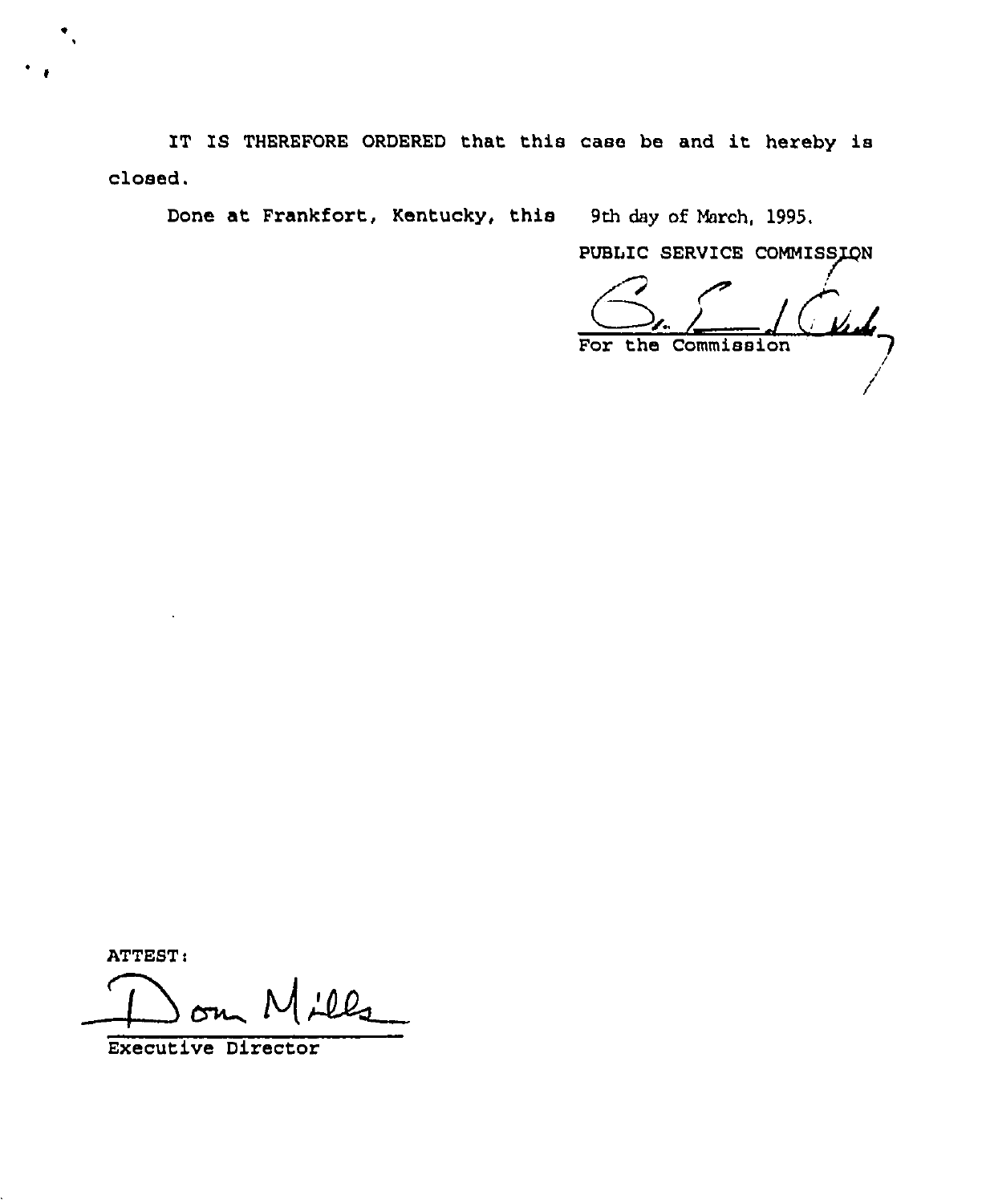IT IS THEREFORE ORDERED that this case be and it hereby is closed.

Done at Frankfort, Kentucky, this 9th day of March, 1995.

PUBLIC SERVICE COMMISSION

For the Commission

ATTEST:

Executive Director